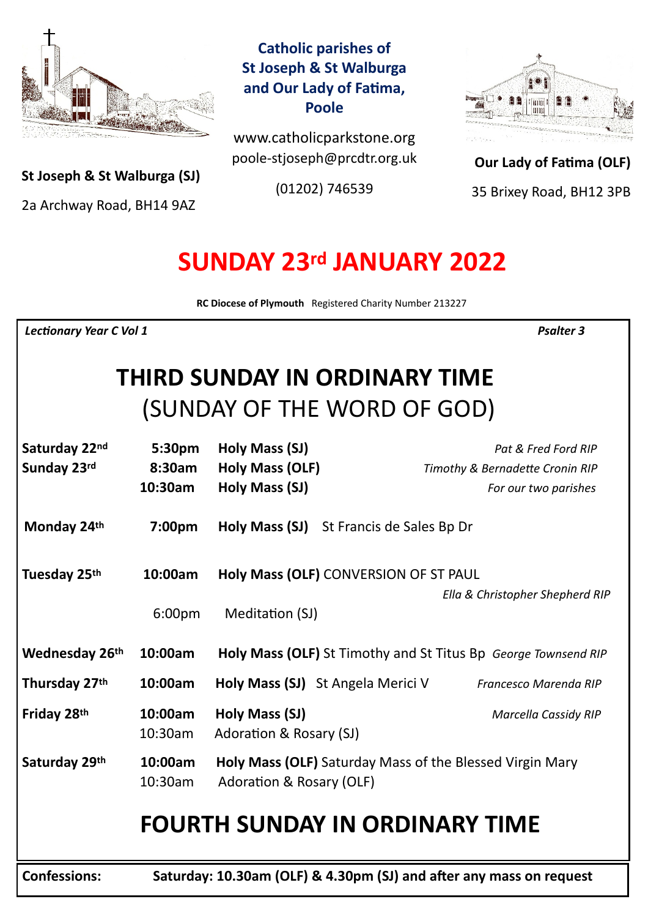**Catholic parishes of St Joseph & St Walburga and Our Lady of Fatima, Poole**

www.catholicparkstone.org
poole-stjoseph@prcdtr.org.uk

(01202) 746539

**St Joseph & St Walburga (SJ)**
2a Archway Road, BH14 9AZ

**Our Lady of Fatima (OLF)**
35 Brixey Road, BH12 3PB

# SUNDAY 23rd JANUARY 2022

**RC Diocese of Plymouth** Registered Charity Number 213227

*Lectionary Year C Vol 1* *Psalter 3*

## THIRD SUNDAY IN ORDINARY TIME
## (SUNDAY OF THE WORD OF GOD)

| | | | |
|---|---|---|---|
| **Saturday 22nd** | **5:30pm** | **Holy Mass (SJ)** | *Pat & Fred Ford RIP* |
| **Sunday 23rd** | **8:30am** | **Holy Mass (OLF)** | *Timothy & Bernadette Cronin RIP* |
| | **10:30am** | **Holy Mass (SJ)** | *For our two parishes* |
| **Monday 24th** | **7:00pm** | **Holy Mass (SJ)** St Francis de Sales Bp Dr | |
| **Tuesday 25th** | **10:00am** | **Holy Mass (OLF)** CONVERSION OF ST PAUL | *Ella & Christopher Shepherd RIP* |
| | 6:00pm | Meditation (SJ) | |
| **Wednesday 26th** | **10:00am** | **Holy Mass (OLF)** St Timothy and St Titus Bp | *George Townsend RIP* |
| **Thursday 27th** | **10:00am** | **Holy Mass (SJ)** St Angela Merici V | *Francesco Marenda RIP* |
| **Friday 28th** | **10:00am** | **Holy Mass (SJ)** | *Marcella Cassidy RIP* |
| | 10:30am | Adoration & Rosary (SJ) | |
| **Saturday 29th** | **10:00am** | **Holy Mass (OLF)** Saturday Mass of the Blessed Virgin Mary | |
| | 10:30am | Adoration & Rosary (OLF) | |

## FOURTH SUNDAY IN ORDINARY TIME

**Confessions:** **Saturday: 10.30am (OLF) & 4.30pm (SJ) and after any mass on request**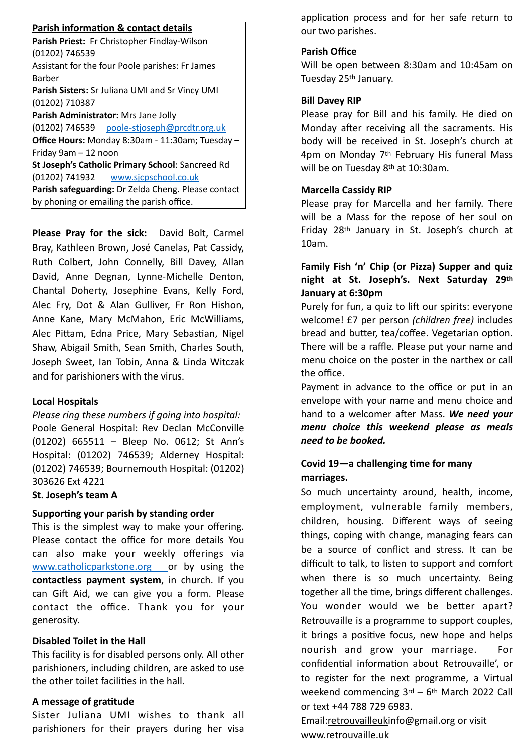## Parish information & contact details

**Parish Priest:** Fr Christopher Findlay-Wilson (01202) 746539
Assistant for the four Poole parishes: Fr James Barber
**Parish Sisters:** Sr Juliana UMI and Sr Vincy UMI (01202) 710387
**Parish Administrator:** Mrs Jane Jolly (01202) 746539 poole-stjoseph@prcdtr.org.uk
**Office Hours:** Monday 8:30am - 11:30am; Tuesday – Friday 9am – 12 noon
**St Joseph's Catholic Primary School**: Sancreed Rd (01202) 741932 www.sjcpschool.co.uk
**Parish safeguarding:** Dr Zelda Cheng. Please contact by phoning or emailing the parish office.

**Please Pray for the sick:** David Bolt, Carmel Bray, Kathleen Brown, José Canelas, Pat Cassidy, Ruth Colbert, John Connelly, Bill Davey, Allan David, Anne Degnan, Lynne-Michelle Denton, Chantal Doherty, Josephine Evans, Kelly Ford, Alec Fry, Dot & Alan Gulliver, Fr Ron Hishon, Anne Kane, Mary McMahon, Eric McWilliams, Alec Pittam, Edna Price, Mary Sebastian, Nigel Shaw, Abigail Smith, Sean Smith, Charles South, Joseph Sweet, Ian Tobin, Anna & Linda Witczak and for parishioners with the virus.

### Local Hospitals

*Please ring these numbers if going into hospital:* Poole General Hospital: Rev Declan McConville (01202) 665511 – Bleep No. 0612; St Ann's Hospital: (01202) 746539; Alderney Hospital: (01202) 746539; Bournemouth Hospital: (01202) 303626 Ext 4221

**St. Joseph's team A**

### Supporting your parish by standing order

This is the simplest way to make your offering. Please contact the office for more details You can also make your weekly offerings via www.catholicparkstone.org or by using the **contactless payment system**, in church. If you can Gift Aid, we can give you a form. Please contact the office. Thank you for your generosity.

### Disabled Toilet in the Hall

This facility is for disabled persons only. All other parishioners, including children, are asked to use the other toilet facilities in the hall.

### A message of gratitude

Sister Juliana UMI wishes to thank all parishioners for their prayers during her visa application process and for her safe return to our two parishes.

### Parish Office

Will be open between 8:30am and 10:45am on Tuesday 25th January.

### Bill Davey RIP

Please pray for Bill and his family. He died on Monday after receiving all the sacraments. His body will be received in St. Joseph's church at 4pm on Monday 7th February His funeral Mass will be on Tuesday 8th at 10:30am.

### Marcella Cassidy RIP

Please pray for Marcella and her family. There will be a Mass for the repose of her soul on Friday 28th January in St. Joseph's church at 10am.

### Family Fish 'n' Chip (or Pizza) Supper and quiz night at St. Joseph's. Next Saturday 29th January at 6:30pm

Purely for fun, a quiz to lift our spirits: everyone welcome! £7 per person *(children free)* includes bread and butter, tea/coffee. Vegetarian option. There will be a raffle. Please put your name and menu choice on the poster in the narthex or call the office.

Payment in advance to the office or put in an envelope with your name and menu choice and hand to a welcomer after Mass. ***We need your menu choice this weekend please as meals need to be booked.***

### Covid 19—a challenging time for many marriages.

So much uncertainty around, health, income, employment, vulnerable family members, children, housing. Different ways of seeing things, coping with change, managing fears can be a source of conflict and stress. It can be difficult to talk, to listen to support and comfort when there is so much uncertainty. Being together all the time, brings different challenges. You wonder would we be better apart? Retrouvaille is a programme to support couples, it brings a positive focus, new hope and helps nourish and grow your marriage. For confidential information about Retrouvaille', or to register for the next programme, a Virtual weekend commencing 3rd – 6th March 2022 Call or text +44 788 729 6983.
Email:retrouvailleukinfo@gmail.org or visit www.retrouvaille.uk